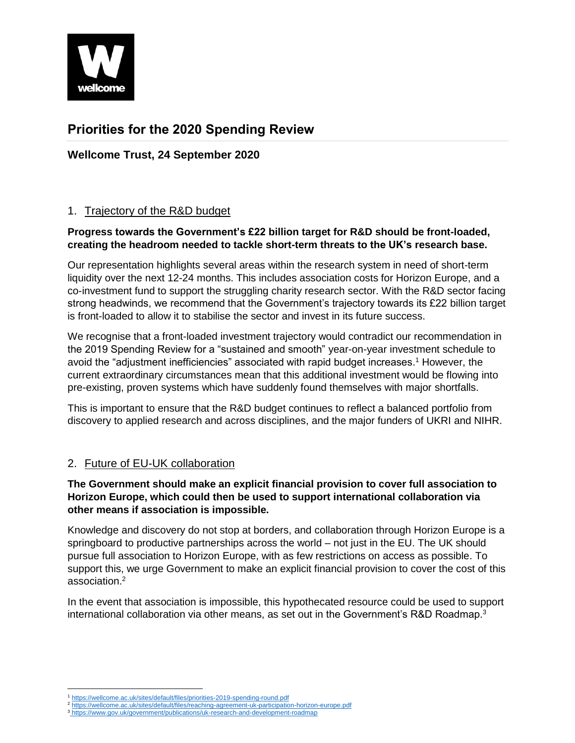# Priorities for the 2020 Spending Review

## Wellcome Trust, 24 September 2020

### 1. Trajectory of the R&D budget

**Progress towards the Government's £22 billion target for R&D should be front-loaded, creating the headroom needed to tackle short-term threats to the UK's research base.**

Our representation highlights several areas within the research system in need of short-term liquidity over the next 12-24 months. This includes association costs for Horizon Europe, and a co-investment fund to support the struggling charity research sector. With the R&D sector facing strong headwinds, we recommend that the Government's trajectory towards its £22 billion target is front-loaded to allow it to stabilise the sector and invest in its future success.

We recognise that a front-loaded investment trajectory would contradict our recommendation in the 2019 Spending Review for a "sustained and smooth" year-on-year investment schedule to avoid the "adjustment inefficiencies" associated with rapid budget increases.[1] However, the current extraordinary circumstances mean that this additional investment would be flowing into pre-existing, proven systems which have suddenly found themselves with major shortfalls.

This is important to ensure that the R&D budget continues to reflect a balanced portfolio from discovery to applied research and across disciplines, and the major funders of UKRI and NIHR.

### 2. Future of EU-UK collaboration

**The Government should make an explicit financial provision to cover full association to Horizon Europe, which could then be used to support international collaboration via other means if association is impossible.**

Knowledge and discovery do not stop at borders, and collaboration through Horizon Europe is a springboard to productive partnerships across the world – not just in the EU. The UK should pursue full association to Horizon Europe, with as few restrictions on access as possible. To support this, we urge Government to make an explicit financial provision to cover the cost of this association.[2]

In the event that association is impossible, this hypothecated resource could be used to support international collaboration via other means, as set out in the Government's R&D Roadmap.[3]

---

[1] https://wellcome.ac.uk/sites/default/files/priorities-2019-spending-round.pdf
[2] https://wellcome.ac.uk/sites/default/files/reaching-agreement-uk-participation-horizon-europe.pdf
[3] https://www.gov.uk/government/publications/uk-research-and-development-roadmap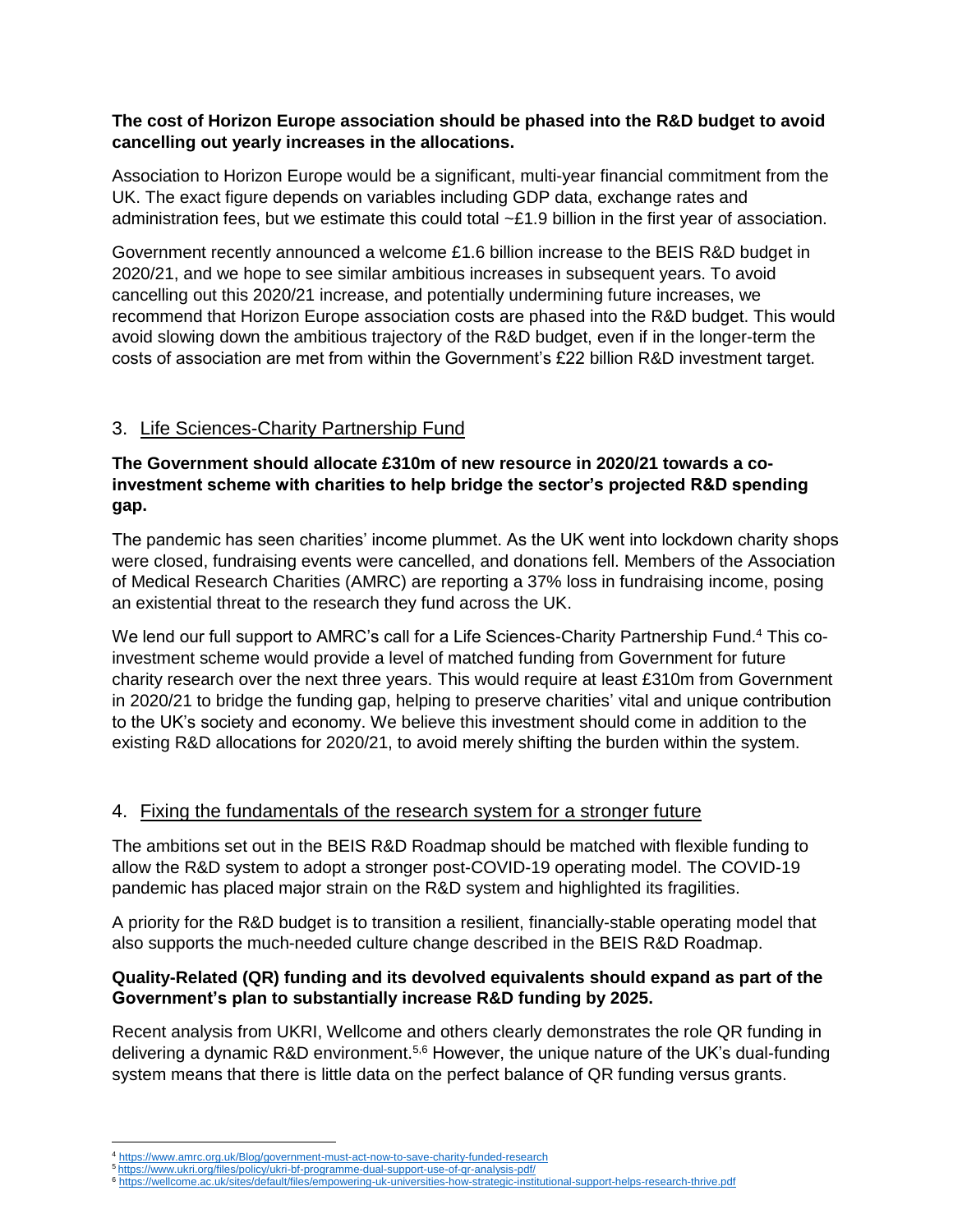**The cost of Horizon Europe association should be phased into the R&D budget to avoid cancelling out yearly increases in the allocations.**

Association to Horizon Europe would be a significant, multi-year financial commitment from the UK. The exact figure depends on variables including GDP data, exchange rates and administration fees, but we estimate this could total ~£1.9 billion in the first year of association.

Government recently announced a welcome £1.6 billion increase to the BEIS R&D budget in 2020/21, and we hope to see similar ambitious increases in subsequent years. To avoid cancelling out this 2020/21 increase, and potentially undermining future increases, we recommend that Horizon Europe association costs are phased into the R&D budget. This would avoid slowing down the ambitious trajectory of the R&D budget, even if in the longer-term the costs of association are met from within the Government's £22 billion R&D investment target.

## 3. Life Sciences-Charity Partnership Fund

**The Government should allocate £310m of new resource in 2020/21 towards a co-investment scheme with charities to help bridge the sector's projected R&D spending gap.**

The pandemic has seen charities' income plummet. As the UK went into lockdown charity shops were closed, fundraising events were cancelled, and donations fell. Members of the Association of Medical Research Charities (AMRC) are reporting a 37% loss in fundraising income, posing an existential threat to the research they fund across the UK.

We lend our full support to AMRC's call for a Life Sciences-Charity Partnership Fund.[4] This co-investment scheme would provide a level of matched funding from Government for future charity research over the next three years. This would require at least £310m from Government in 2020/21 to bridge the funding gap, helping to preserve charities' vital and unique contribution to the UK's society and economy. We believe this investment should come in addition to the existing R&D allocations for 2020/21, to avoid merely shifting the burden within the system.

## 4. Fixing the fundamentals of the research system for a stronger future

The ambitions set out in the BEIS R&D Roadmap should be matched with flexible funding to allow the R&D system to adopt a stronger post-COVID-19 operating model. The COVID-19 pandemic has placed major strain on the R&D system and highlighted its fragilities.

A priority for the R&D budget is to transition a resilient, financially-stable operating model that also supports the much-needed culture change described in the BEIS R&D Roadmap.

**Quality-Related (QR) funding and its devolved equivalents should expand as part of the Government's plan to substantially increase R&D funding by 2025.**

Recent analysis from UKRI, Wellcome and others clearly demonstrates the role QR funding in delivering a dynamic R&D environment.[5,6] However, the unique nature of the UK's dual-funding system means that there is little data on the perfect balance of QR funding versus grants.

---

[4] https://www.amrc.org.uk/Blog/government-must-act-now-to-save-charity-funded-research

[5] https://www.ukri.org/files/policy/ukri-bf-programme-dual-support-use-of-qr-analysis-pdf/

[6] https://wellcome.ac.uk/sites/default/files/empowering-uk-universities-how-strategic-institutional-support-helps-research-thrive.pdf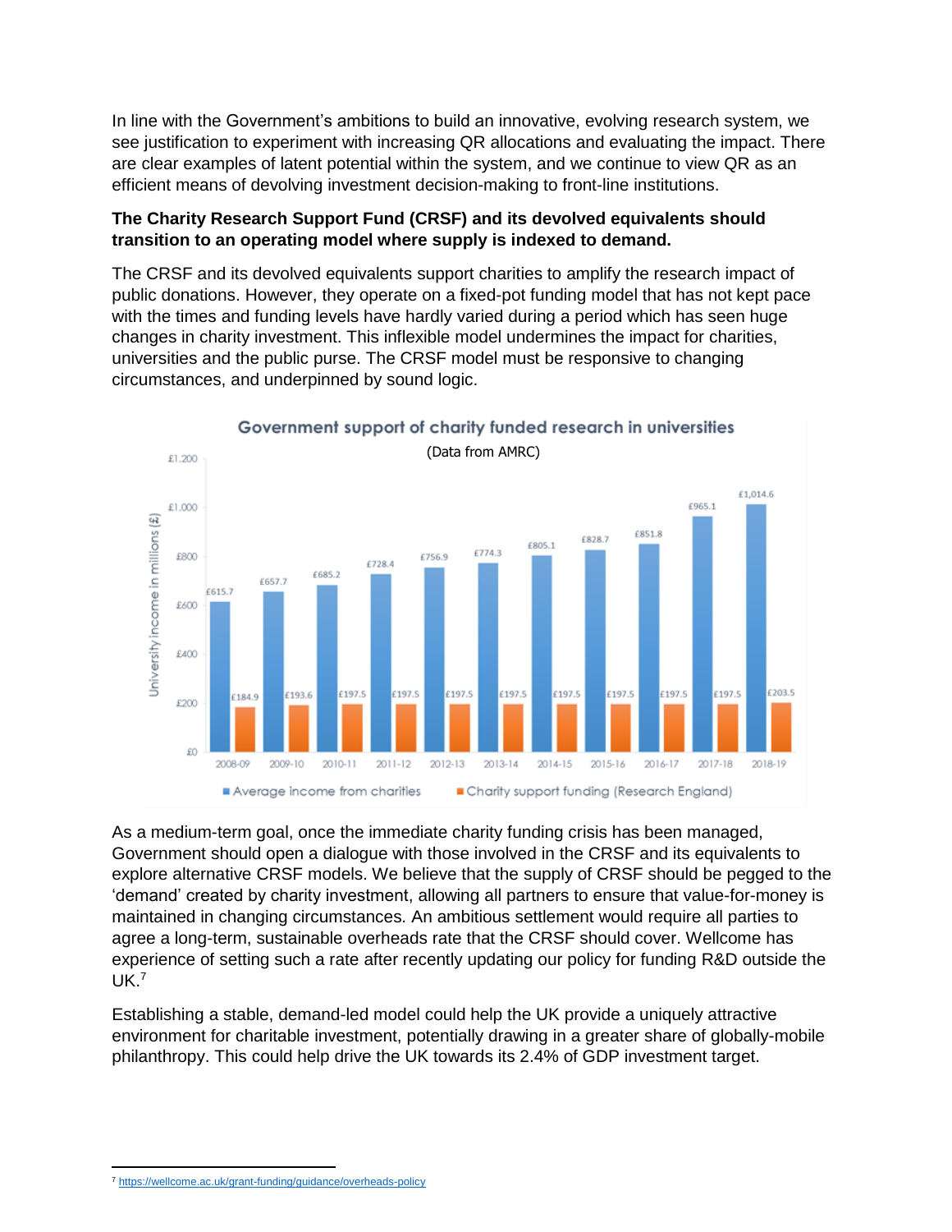In line with the Government's ambitions to build an innovative, evolving research system, we see justification to experiment with increasing QR allocations and evaluating the impact. There are clear examples of latent potential within the system, and we continue to view QR as an efficient means of devolving investment decision-making to front-line institutions.

**The Charity Research Support Fund (CRSF) and its devolved equivalents should transition to an operating model where supply is indexed to demand.**

The CRSF and its devolved equivalents support charities to amplify the research impact of public donations. However, they operate on a fixed-pot funding model that has not kept pace with the times and funding levels have hardly varied during a period which has seen huge changes in charity investment. This inflexible model undermines the impact for charities, universities and the public purse. The CRSF model must be responsive to changing circumstances, and underpinned by sound logic.

**Government support of charity funded research in universities**

(Data from AMRC)

University income in millions (£)

| Year | Average income from charities | Charity support funding (Research England) |
|---|---|---|
| 2008-09 | £615.7 | £184.9 |
| 2009-10 | £657.7 | £193.6 |
| 2010-11 | £685.2 | £197.5 |
| 2011-12 | £728.4 | £197.5 |
| 2012-13 | £756.9 | £197.5 |
| 2013-14 | £774.3 | £197.5 |
| 2014-15 | £805.1 | £197.5 |
| 2015-16 | £828.7 | £197.5 |
| 2016-17 | £851.8 | £197.5 |
| 2017-18 | £965.1 | £197.5 |
| 2018-19 | £1,014.6 | £203.5 |

As a medium-term goal, once the immediate charity funding crisis has been managed, Government should open a dialogue with those involved in the CRSF and its equivalents to explore alternative CRSF models. We believe that the supply of CRSF should be pegged to the 'demand' created by charity investment, allowing all partners to ensure that value-for-money is maintained in changing circumstances. An ambitious settlement would require all parties to agree a long-term, sustainable overheads rate that the CRSF should cover. Wellcome has experience of setting such a rate after recently updating our policy for funding R&D outside the UK.[7]

Establishing a stable, demand-led model could help the UK provide a uniquely attractive environment for charitable investment, potentially drawing in a greater share of globally-mobile philanthropy. This could help drive the UK towards its 2.4% of GDP investment target.

---

[7] https://wellcome.ac.uk/grant-funding/guidance/overheads-policy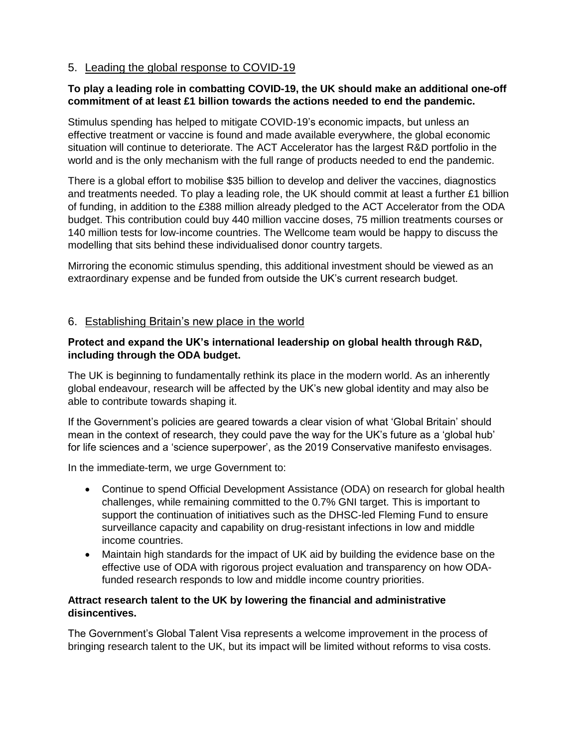## 5. Leading the global response to COVID-19

**To play a leading role in combatting COVID-19, the UK should make an additional one-off commitment of at least £1 billion towards the actions needed to end the pandemic.**

Stimulus spending has helped to mitigate COVID-19's economic impacts, but unless an effective treatment or vaccine is found and made available everywhere, the global economic situation will continue to deteriorate. The ACT Accelerator has the largest R&D portfolio in the world and is the only mechanism with the full range of products needed to end the pandemic.

There is a global effort to mobilise $35 billion to develop and deliver the vaccines, diagnostics and treatments needed. To play a leading role, the UK should commit at least a further £1 billion of funding, in addition to the £388 million already pledged to the ACT Accelerator from the ODA budget. This contribution could buy 440 million vaccine doses, 75 million treatments courses or 140 million tests for low-income countries. The Wellcome team would be happy to discuss the modelling that sits behind these individualised donor country targets.

Mirroring the economic stimulus spending, this additional investment should be viewed as an extraordinary expense and be funded from outside the UK's current research budget.

## 6. Establishing Britain's new place in the world

**Protect and expand the UK's international leadership on global health through R&D, including through the ODA budget.**

The UK is beginning to fundamentally rethink its place in the modern world. As an inherently global endeavour, research will be affected by the UK's new global identity and may also be able to contribute towards shaping it.

If the Government's policies are geared towards a clear vision of what 'Global Britain' should mean in the context of research, they could pave the way for the UK's future as a 'global hub' for life sciences and a 'science superpower', as the 2019 Conservative manifesto envisages.

In the immediate-term, we urge Government to:

- Continue to spend Official Development Assistance (ODA) on research for global health challenges, while remaining committed to the 0.7% GNI target. This is important to support the continuation of initiatives such as the DHSC-led Fleming Fund to ensure surveillance capacity and capability on drug-resistant infections in low and middle income countries.
- Maintain high standards for the impact of UK aid by building the evidence base on the effective use of ODA with rigorous project evaluation and transparency on how ODA-funded research responds to low and middle income country priorities.

**Attract research talent to the UK by lowering the financial and administrative disincentives.**

The Government's Global Talent Visa represents a welcome improvement in the process of bringing research talent to the UK, but its impact will be limited without reforms to visa costs.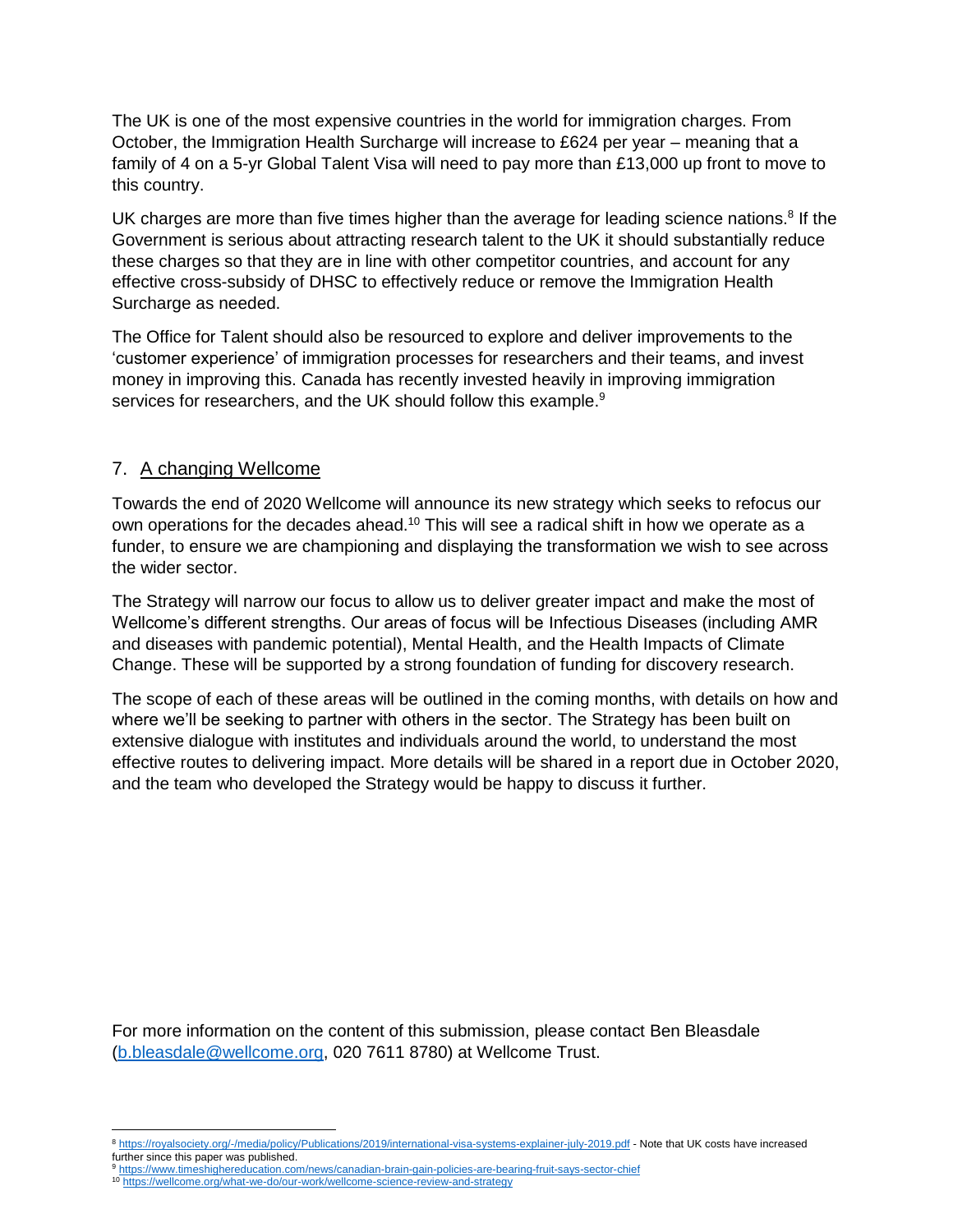The UK is one of the most expensive countries in the world for immigration charges. From October, the Immigration Health Surcharge will increase to £624 per year – meaning that a family of 4 on a 5-yr Global Talent Visa will need to pay more than £13,000 up front to move to this country.

UK charges are more than five times higher than the average for leading science nations.[8] If the Government is serious about attracting research talent to the UK it should substantially reduce these charges so that they are in line with other competitor countries, and account for any effective cross-subsidy of DHSC to effectively reduce or remove the Immigration Health Surcharge as needed.

The Office for Talent should also be resourced to explore and deliver improvements to the 'customer experience' of immigration processes for researchers and their teams, and invest money in improving this. Canada has recently invested heavily in improving immigration services for researchers, and the UK should follow this example.[9]

## 7. A changing Wellcome

Towards the end of 2020 Wellcome will announce its new strategy which seeks to refocus our own operations for the decades ahead.[10] This will see a radical shift in how we operate as a funder, to ensure we are championing and displaying the transformation we wish to see across the wider sector.

The Strategy will narrow our focus to allow us to deliver greater impact and make the most of Wellcome's different strengths. Our areas of focus will be Infectious Diseases (including AMR and diseases with pandemic potential), Mental Health, and the Health Impacts of Climate Change. These will be supported by a strong foundation of funding for discovery research.

The scope of each of these areas will be outlined in the coming months, with details on how and where we'll be seeking to partner with others in the sector. The Strategy has been built on extensive dialogue with institutes and individuals around the world, to understand the most effective routes to delivering impact. More details will be shared in a report due in October 2020, and the team who developed the Strategy would be happy to discuss it further.

For more information on the content of this submission, please contact Ben Bleasdale (b.bleasdale@wellcome.org, 020 7611 8780) at Wellcome Trust.

[8] https://royalsociety.org/-/media/policy/Publications/2019/international-visa-systems-explainer-july-2019.pdf - Note that UK costs have increased further since this paper was published.

[9] https://www.timeshighereducation.com/news/canadian-brain-gain-policies-are-bearing-fruit-says-sector-chief

[10] https://wellcome.org/what-we-do/our-work/wellcome-science-review-and-strategy